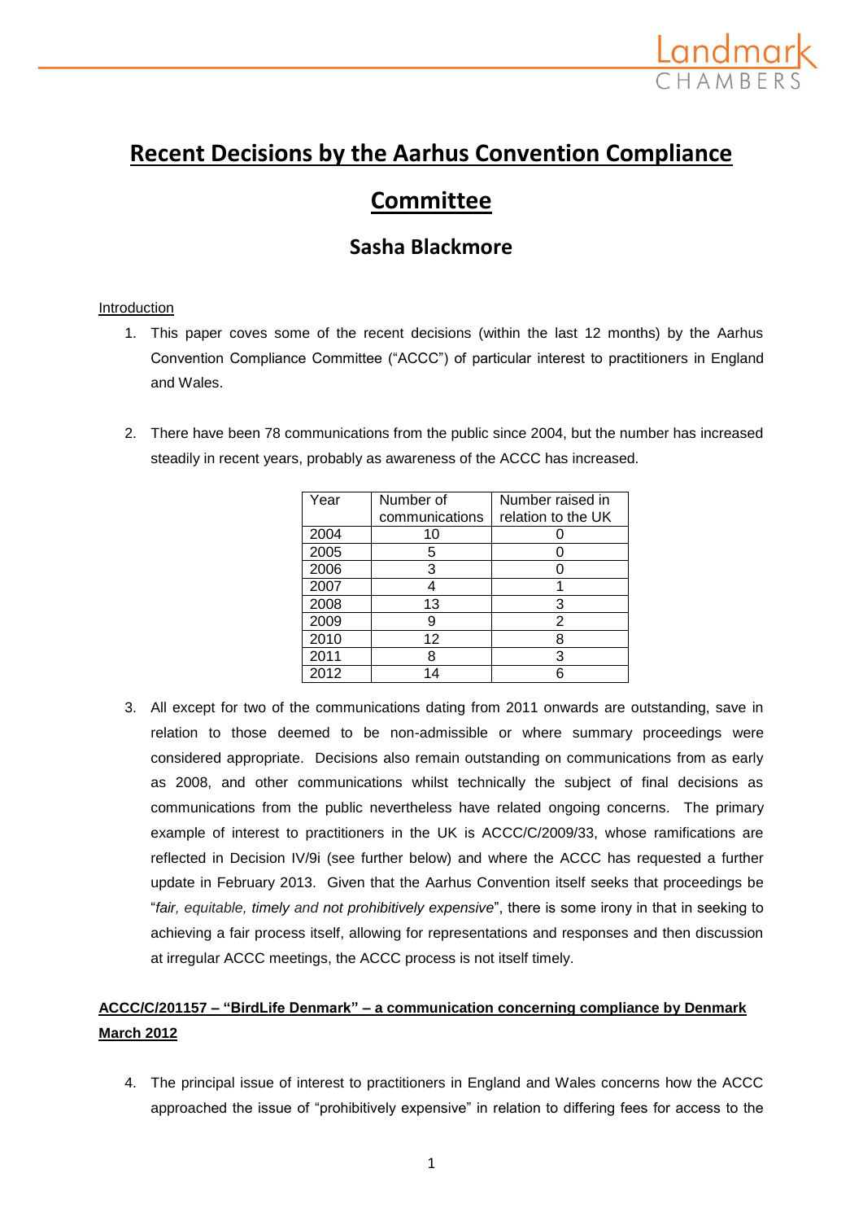# Recent Decisions by the Aarhus Convention Compliance Committee

## Sasha Blackmore

Introduction

1. This paper coves some of the recent decisions (within the last 12 months) by the Aarhus Convention Compliance Committee ("ACCC") of particular interest to practitioners in England and Wales.

2. There have been 78 communications from the public since 2004, but the number has increased steadily in recent years, probably as awareness of the ACCC has increased.

| Year | Number of communications | Number raised in relation to the UK |
|---|---|---|
| 2004 | 10 | 0 |
| 2005 | 5 | 0 |
| 2006 | 3 | 0 |
| 2007 | 4 | 1 |
| 2008 | 13 | 3 |
| 2009 | 9 | 2 |
| 2010 | 12 | 8 |
| 2011 | 8 | 3 |
| 2012 | 14 | 6 |

3. All except for two of the communications dating from 2011 onwards are outstanding, save in relation to those deemed to be non-admissible or where summary proceedings were considered appropriate. Decisions also remain outstanding on communications from as early as 2008, and other communications whilst technically the subject of final decisions as communications from the public nevertheless have related ongoing concerns. The primary example of interest to practitioners in the UK is ACCC/C/2009/33, whose ramifications are reflected in Decision IV/9i (see further below) and where the ACCC has requested a further update in February 2013. Given that the Aarhus Convention itself seeks that proceedings be "*fair, equitable, timely and not prohibitively expensive*", there is some irony in that in seeking to achieving a fair process itself, allowing for representations and responses and then discussion at irregular ACCC meetings, the ACCC process is not itself timely.

**ACCC/C/201157 – "BirdLife Denmark" – a communication concerning compliance by Denmark March 2012**

4. The principal issue of interest to practitioners in England and Wales concerns how the ACCC approached the issue of "prohibitively expensive" in relation to differing fees for access to the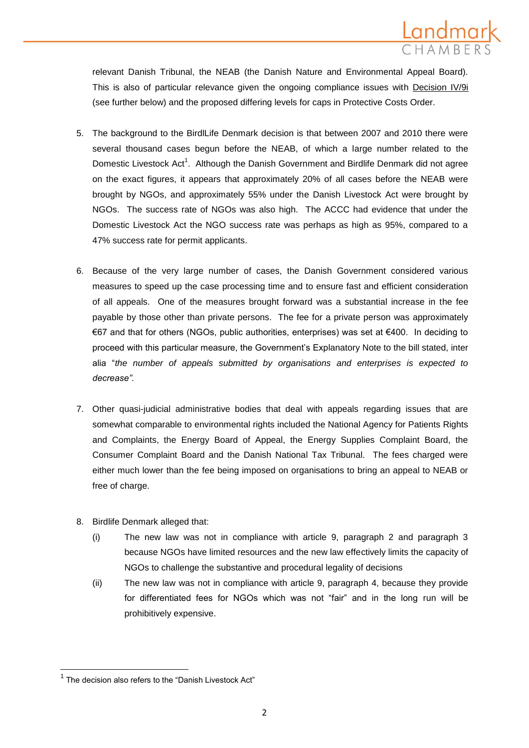relevant Danish Tribunal, the NEAB (the Danish Nature and Environmental Appeal Board). This is also of particular relevance given the ongoing compliance issues with Decision IV/9i (see further below) and the proposed differing levels for caps in Protective Costs Order.

5. The background to the BirdlLife Denmark decision is that between 2007 and 2010 there were several thousand cases begun before the NEAB, of which a large number related to the Domestic Livestock Act[1]. Although the Danish Government and Birdlife Denmark did not agree on the exact figures, it appears that approximately 20% of all cases before the NEAB were brought by NGOs, and approximately 55% under the Danish Livestock Act were brought by NGOs. The success rate of NGOs was also high. The ACCC had evidence that under the Domestic Livestock Act the NGO success rate was perhaps as high as 95%, compared to a 47% success rate for permit applicants.

6. Because of the very large number of cases, the Danish Government considered various measures to speed up the case processing time and to ensure fast and efficient consideration of all appeals. One of the measures brought forward was a substantial increase in the fee payable by those other than private persons. The fee for a private person was approximately €67 and that for others (NGOs, public authorities, enterprises) was set at €400. In deciding to proceed with this particular measure, the Government's Explanatory Note to the bill stated, inter alia "*the number of appeals submitted by organisations and enterprises is expected to decrease".*

7. Other quasi-judicial administrative bodies that deal with appeals regarding issues that are somewhat comparable to environmental rights included the National Agency for Patients Rights and Complaints, the Energy Board of Appeal, the Energy Supplies Complaint Board, the Consumer Complaint Board and the Danish National Tax Tribunal. The fees charged were either much lower than the fee being imposed on organisations to bring an appeal to NEAB or free of charge.

8. Birdlife Denmark alleged that:
   (i) The new law was not in compliance with article 9, paragraph 2 and paragraph 3 because NGOs have limited resources and the new law effectively limits the capacity of NGOs to challenge the substantive and procedural legality of decisions
   (ii) The new law was not in compliance with article 9, paragraph 4, because they provide for differentiated fees for NGOs which was not "fair" and in the long run will be prohibitively expensive.

---

[1] The decision also refers to the "Danish Livestock Act"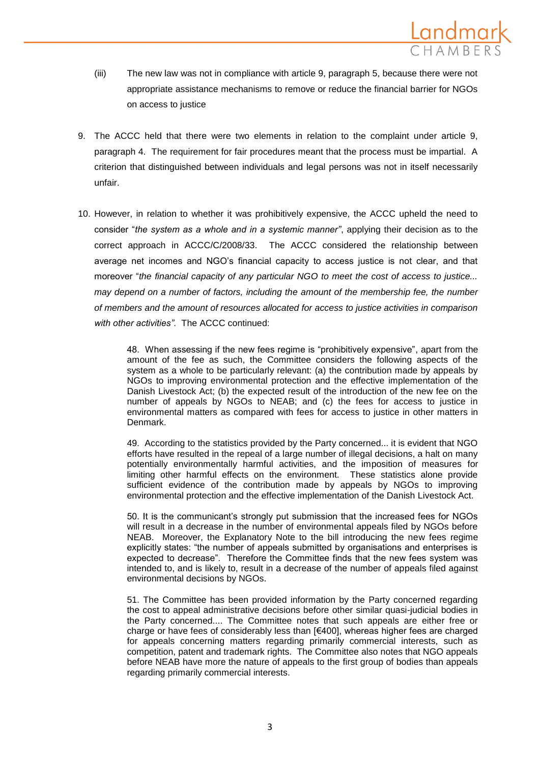(iii) The new law was not in compliance with article 9, paragraph 5, because there were not appropriate assistance mechanisms to remove or reduce the financial barrier for NGOs on access to justice

9. The ACCC held that there were two elements in relation to the complaint under article 9, paragraph 4. The requirement for fair procedures meant that the process must be impartial. A criterion that distinguished between individuals and legal persons was not in itself necessarily unfair.

10. However, in relation to whether it was prohibitively expensive, the ACCC upheld the need to consider "*the system as a whole and in a systemic manner*", applying their decision as to the correct approach in ACCC/C/2008/33. The ACCC considered the relationship between average net incomes and NGO's financial capacity to access justice is not clear, and that moreover "*the financial capacity of any particular NGO to meet the cost of access to justice... may depend on a number of factors, including the amount of the membership fee, the number of members and the amount of resources allocated for access to justice activities in comparison with other activities".* The ACCC continued:

> 48. When assessing if the new fees regime is "prohibitively expensive", apart from the amount of the fee as such, the Committee considers the following aspects of the system as a whole to be particularly relevant: (a) the contribution made by appeals by NGOs to improving environmental protection and the effective implementation of the Danish Livestock Act; (b) the expected result of the introduction of the new fee on the number of appeals by NGOs to NEAB; and (c) the fees for access to justice in environmental matters as compared with fees for access to justice in other matters in Denmark.
>
> 49. According to the statistics provided by the Party concerned... it is evident that NGO efforts have resulted in the repeal of a large number of illegal decisions, a halt on many potentially environmentally harmful activities, and the imposition of measures for limiting other harmful effects on the environment. These statistics alone provide sufficient evidence of the contribution made by appeals by NGOs to improving environmental protection and the effective implementation of the Danish Livestock Act.
>
> 50. It is the communicant's strongly put submission that the increased fees for NGOs will result in a decrease in the number of environmental appeals filed by NGOs before NEAB. Moreover, the Explanatory Note to the bill introducing the new fees regime explicitly states: "the number of appeals submitted by organisations and enterprises is expected to decrease". Therefore the Committee finds that the new fees system was intended to, and is likely to, result in a decrease of the number of appeals filed against environmental decisions by NGOs.
>
> 51. The Committee has been provided information by the Party concerned regarding the cost to appeal administrative decisions before other similar quasi-judicial bodies in the Party concerned.... The Committee notes that such appeals are either free or charge or have fees of considerably less than [€400], whereas higher fees are charged for appeals concerning matters regarding primarily commercial interests, such as competition, patent and trademark rights. The Committee also notes that NGO appeals before NEAB have more the nature of appeals to the first group of bodies than appeals regarding primarily commercial interests.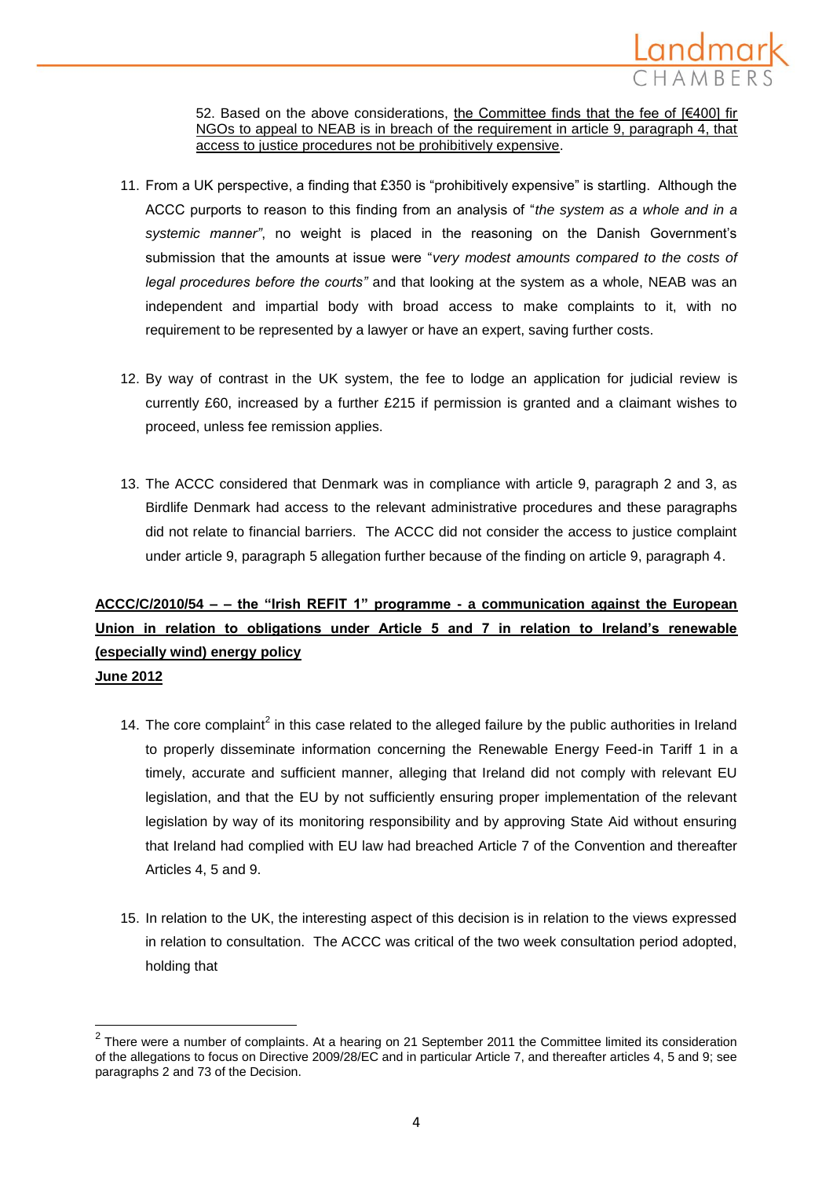52. Based on the above considerations, <u>the Committee finds that the fee of [€400] fir NGOs to appeal to NEAB is in breach of the requirement in article 9, paragraph 4, that access to justice procedures not be prohibitively expensive</u>.

11. From a UK perspective, a finding that £350 is "prohibitively expensive" is startling. Although the ACCC purports to reason to this finding from an analysis of "*the system as a whole and in a systemic manner*", no weight is placed in the reasoning on the Danish Government's submission that the amounts at issue were "*very modest amounts compared to the costs of legal procedures before the courts*" and that looking at the system as a whole, NEAB was an independent and impartial body with broad access to make complaints to it, with no requirement to be represented by a lawyer or have an expert, saving further costs.

12. By way of contrast in the UK system, the fee to lodge an application for judicial review is currently £60, increased by a further £215 if permission is granted and a claimant wishes to proceed, unless fee remission applies.

13. The ACCC considered that Denmark was in compliance with article 9, paragraph 2 and 3, as Birdlife Denmark had access to the relevant administrative procedures and these paragraphs did not relate to financial barriers. The ACCC did not consider the access to justice complaint under article 9, paragraph 5 allegation further because of the finding on article 9, paragraph 4.

**<u>ACCC/C/2010/54 – – the "Irish REFIT 1" programme - a communication against the European Union in relation to obligations under Article 5 and 7 in relation to Ireland's renewable (especially wind) energy policy</u>**
**<u>June 2012</u>**

14. The core complaint[2] in this case related to the alleged failure by the public authorities in Ireland to properly disseminate information concerning the Renewable Energy Feed-in Tariff 1 in a timely, accurate and sufficient manner, alleging that Ireland did not comply with relevant EU legislation, and that the EU by not sufficiently ensuring proper implementation of the relevant legislation by way of its monitoring responsibility and by approving State Aid without ensuring that Ireland had complied with EU law had breached Article 7 of the Convention and thereafter Articles 4, 5 and 9.

15. In relation to the UK, the interesting aspect of this decision is in relation to the views expressed in relation to consultation. The ACCC was critical of the two week consultation period adopted, holding that

---

[2] There were a number of complaints. At a hearing on 21 September 2011 the Committee limited its consideration of the allegations to focus on Directive 2009/28/EC and in particular Article 7, and thereafter articles 4, 5 and 9; see paragraphs 2 and 73 of the Decision.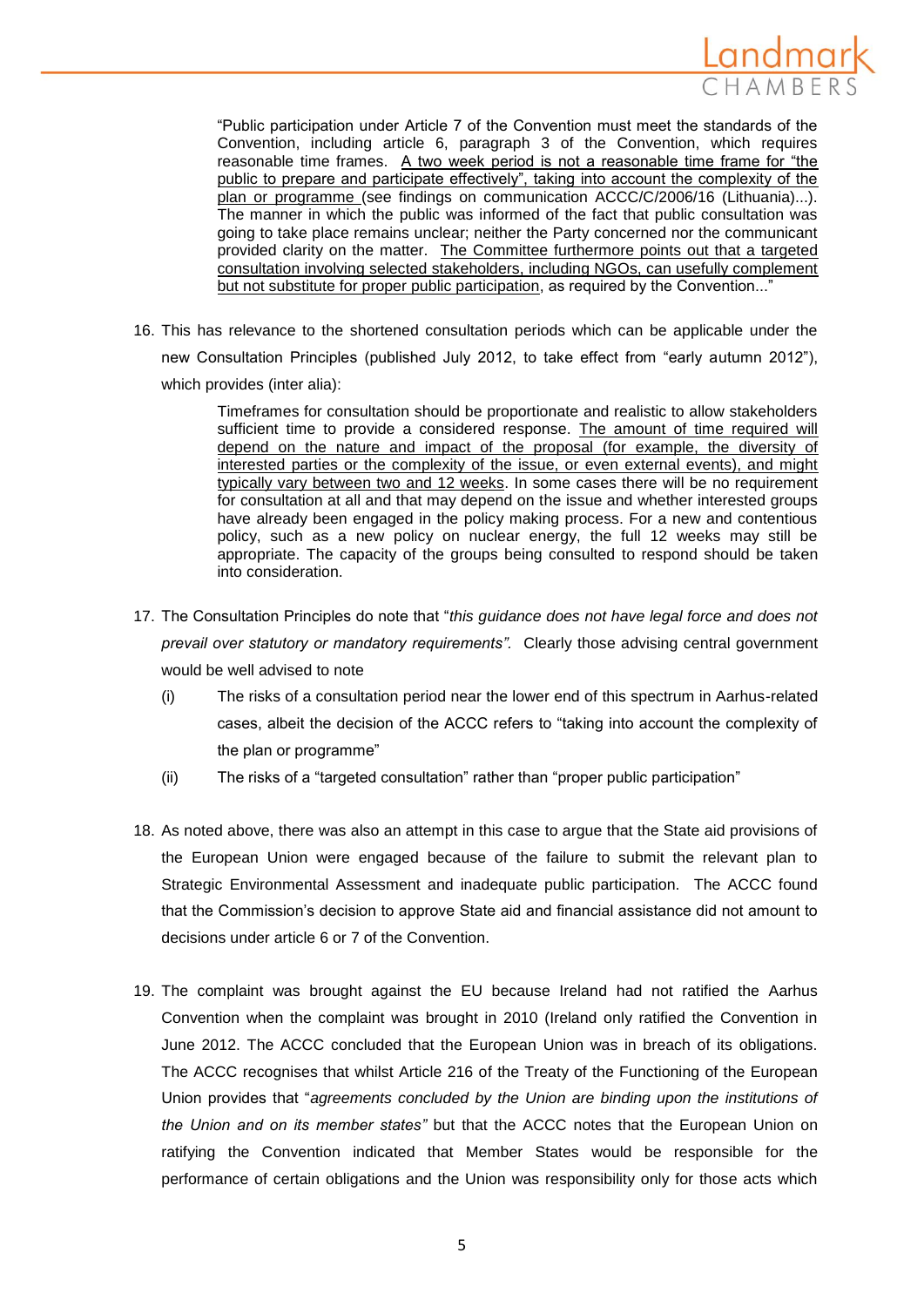> "Public participation under Article 7 of the Convention must meet the standards of the Convention, including article 6, paragraph 3 of the Convention, which requires reasonable time frames. A two week period is not a reasonable time frame for "the public to prepare and participate effectively", taking into account the complexity of the plan or programme (see findings on communication ACCC/C/2006/16 (Lithuania)...). The manner in which the public was informed of the fact that public consultation was going to take place remains unclear; neither the Party concerned nor the communicant provided clarity on the matter. The Committee furthermore points out that a targeted consultation involving selected stakeholders, including NGOs, can usefully complement but not substitute for proper public participation, as required by the Convention..."

16. This has relevance to the shortened consultation periods which can be applicable under the new Consultation Principles (published July 2012, to take effect from "early autumn 2012"), which provides (inter alia):

> Timeframes for consultation should be proportionate and realistic to allow stakeholders sufficient time to provide a considered response. The amount of time required will depend on the nature and impact of the proposal (for example, the diversity of interested parties or the complexity of the issue, or even external events), and might typically vary between two and 12 weeks. In some cases there will be no requirement for consultation at all and that may depend on the issue and whether interested groups have already been engaged in the policy making process. For a new and contentious policy, such as a new policy on nuclear energy, the full 12 weeks may still be appropriate. The capacity of the groups being consulted to respond should be taken into consideration.

17. The Consultation Principles do note that "*this guidance does not have legal force and does not prevail over statutory or mandatory requirements".* Clearly those advising central government would be well advised to note

    (i) The risks of a consultation period near the lower end of this spectrum in Aarhus-related cases, albeit the decision of the ACCC refers to "taking into account the complexity of the plan or programme"

    (ii) The risks of a "targeted consultation" rather than "proper public participation"

18. As noted above, there was also an attempt in this case to argue that the State aid provisions of the European Union were engaged because of the failure to submit the relevant plan to Strategic Environmental Assessment and inadequate public participation. The ACCC found that the Commission's decision to approve State aid and financial assistance did not amount to decisions under article 6 or 7 of the Convention.

19. The complaint was brought against the EU because Ireland had not ratified the Aarhus Convention when the complaint was brought in 2010 (Ireland only ratified the Convention in June 2012. The ACCC concluded that the European Union was in breach of its obligations. The ACCC recognises that whilst Article 216 of the Treaty of the Functioning of the European Union provides that "*agreements concluded by the Union are binding upon the institutions of the Union and on its member states"* but that the ACCC notes that the European Union on ratifying the Convention indicated that Member States would be responsible for the performance of certain obligations and the Union was responsibility only for those acts which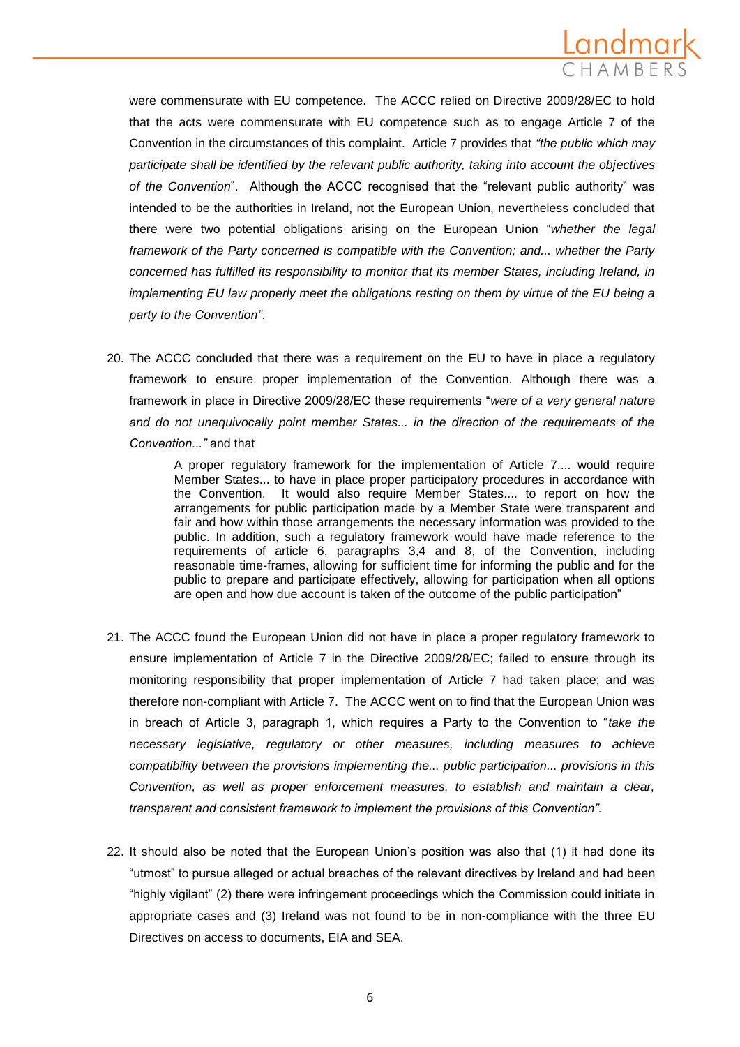were commensurate with EU competence. The ACCC relied on Directive 2009/28/EC to hold that the acts were commensurate with EU competence such as to engage Article 7 of the Convention in the circumstances of this complaint. Article 7 provides that *"the public which may participate shall be identified by the relevant public authority, taking into account the objectives of the Convention*". Although the ACCC recognised that the "relevant public authority" was intended to be the authorities in Ireland, not the European Union, nevertheless concluded that there were two potential obligations arising on the European Union "*whether the legal framework of the Party concerned is compatible with the Convention; and... whether the Party concerned has fulfilled its responsibility to monitor that its member States, including Ireland, in implementing EU law properly meet the obligations resting on them by virtue of the EU being a party to the Convention"*.

20. The ACCC concluded that there was a requirement on the EU to have in place a regulatory framework to ensure proper implementation of the Convention. Although there was a framework in place in Directive 2009/28/EC these requirements "*were of a very general nature and do not unequivocally point member States... in the direction of the requirements of the Convention..."* and that

> A proper regulatory framework for the implementation of Article 7.... would require Member States... to have in place proper participatory procedures in accordance with the Convention. It would also require Member States.... to report on how the arrangements for public participation made by a Member State were transparent and fair and how within those arrangements the necessary information was provided to the public. In addition, such a regulatory framework would have made reference to the requirements of article 6, paragraphs 3,4 and 8, of the Convention, including reasonable time-frames, allowing for sufficient time for informing the public and for the public to prepare and participate effectively, allowing for participation when all options are open and how due account is taken of the outcome of the public participation"

21. The ACCC found the European Union did not have in place a proper regulatory framework to ensure implementation of Article 7 in the Directive 2009/28/EC; failed to ensure through its monitoring responsibility that proper implementation of Article 7 had taken place; and was therefore non-compliant with Article 7. The ACCC went on to find that the European Union was in breach of Article 3, paragraph 1, which requires a Party to the Convention to "*take the necessary legislative, regulatory or other measures, including measures to achieve compatibility between the provisions implementing the... public participation... provisions in this Convention, as well as proper enforcement measures, to establish and maintain a clear, transparent and consistent framework to implement the provisions of this Convention"*.

22. It should also be noted that the European Union's position was also that (1) it had done its "utmost" to pursue alleged or actual breaches of the relevant directives by Ireland and had been "highly vigilant" (2) there were infringement proceedings which the Commission could initiate in appropriate cases and (3) Ireland was not found to be in non-compliance with the three EU Directives on access to documents, EIA and SEA.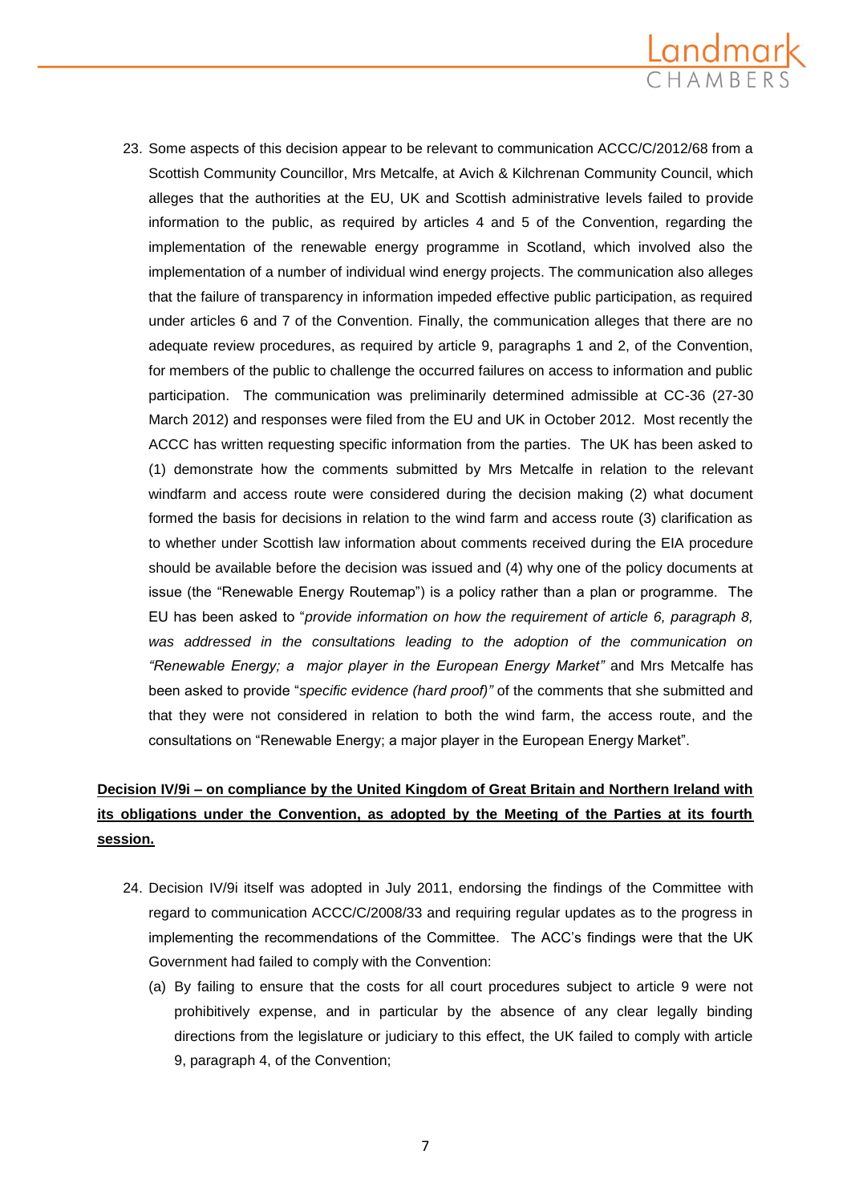23. Some aspects of this decision appear to be relevant to communication ACCC/C/2012/68 from a Scottish Community Councillor, Mrs Metcalfe, at Avich & Kilchrenan Community Council, which alleges that the authorities at the EU, UK and Scottish administrative levels failed to provide information to the public, as required by articles 4 and 5 of the Convention, regarding the implementation of the renewable energy programme in Scotland, which involved also the implementation of a number of individual wind energy projects. The communication also alleges that the failure of transparency in information impeded effective public participation, as required under articles 6 and 7 of the Convention. Finally, the communication alleges that there are no adequate review procedures, as required by article 9, paragraphs 1 and 2, of the Convention, for members of the public to challenge the occurred failures on access to information and public participation. The communication was preliminarily determined admissible at CC-36 (27-30 March 2012) and responses were filed from the EU and UK in October 2012. Most recently the ACCC has written requesting specific information from the parties. The UK has been asked to (1) demonstrate how the comments submitted by Mrs Metcalfe in relation to the relevant windfarm and access route were considered during the decision making (2) what document formed the basis for decisions in relation to the wind farm and access route (3) clarification as to whether under Scottish law information about comments received during the EIA procedure should be available before the decision was issued and (4) why one of the policy documents at issue (the "Renewable Energy Routemap") is a policy rather than a plan or programme. The EU has been asked to "*provide information on how the requirement of article 6, paragraph 8, was addressed in the consultations leading to the adoption of the communication on "Renewable Energy; a major player in the European Energy Market"* and Mrs Metcalfe has been asked to provide "*specific evidence (hard proof)"* of the comments that she submitted and that they were not considered in relation to both the wind farm, the access route, and the consultations on "Renewable Energy; a major player in the European Energy Market".

**<u>Decision IV/9i – on compliance by the United Kingdom of Great Britain and Northern Ireland with its obligations under the Convention, as adopted by the Meeting of the Parties at its fourth session.</u>**

24. Decision IV/9i itself was adopted in July 2011, endorsing the findings of the Committee with regard to communication ACCC/C/2008/33 and requiring regular updates as to the progress in implementing the recommendations of the Committee. The ACC's findings were that the UK Government had failed to comply with the Convention:

    (a) By failing to ensure that the costs for all court procedures subject to article 9 were not prohibitively expense, and in particular by the absence of any clear legally binding directions from the legislature or judiciary to this effect, the UK failed to comply with article 9, paragraph 4, of the Convention;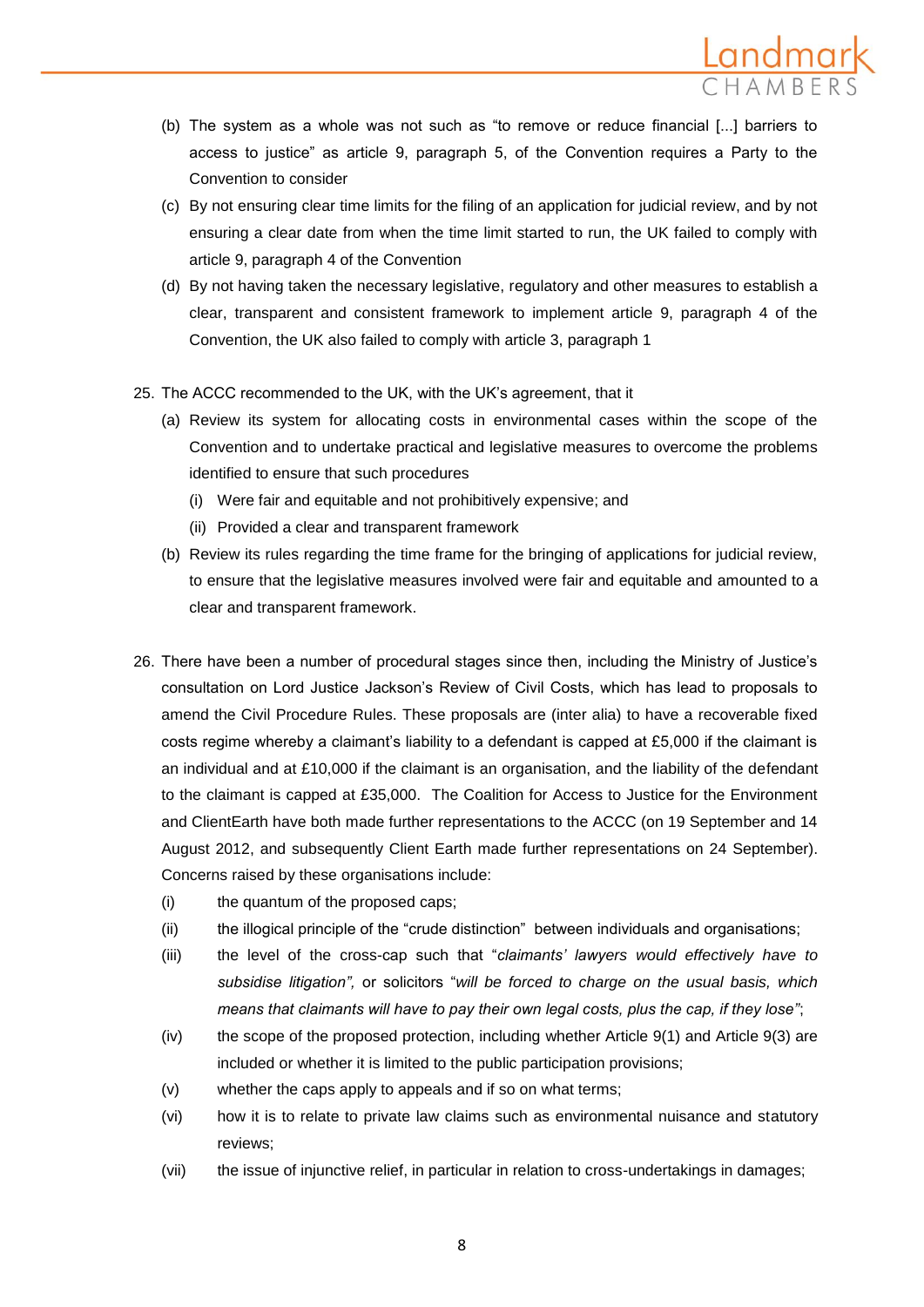(b) The system as a whole was not such as "to remove or reduce financial [...] barriers to access to justice" as article 9, paragraph 5, of the Convention requires a Party to the Convention to consider

(c) By not ensuring clear time limits for the filing of an application for judicial review, and by not ensuring a clear date from when the time limit started to run, the UK failed to comply with article 9, paragraph 4 of the Convention

(d) By not having taken the necessary legislative, regulatory and other measures to establish a clear, transparent and consistent framework to implement article 9, paragraph 4 of the Convention, the UK also failed to comply with article 3, paragraph 1

25. The ACCC recommended to the UK, with the UK's agreement, that it

(a) Review its system for allocating costs in environmental cases within the scope of the Convention and to undertake practical and legislative measures to overcome the problems identified to ensure that such procedures

(i) Were fair and equitable and not prohibitively expensive; and

(ii) Provided a clear and transparent framework

(b) Review its rules regarding the time frame for the bringing of applications for judicial review, to ensure that the legislative measures involved were fair and equitable and amounted to a clear and transparent framework.

26. There have been a number of procedural stages since then, including the Ministry of Justice's consultation on Lord Justice Jackson's Review of Civil Costs, which has lead to proposals to amend the Civil Procedure Rules. These proposals are (inter alia) to have a recoverable fixed costs regime whereby a claimant's liability to a defendant is capped at £5,000 if the claimant is an individual and at £10,000 if the claimant is an organisation, and the liability of the defendant to the claimant is capped at £35,000. The Coalition for Access to Justice for the Environment and ClientEarth have both made further representations to the ACCC (on 19 September and 14 August 2012, and subsequently Client Earth made further representations on 24 September). Concerns raised by these organisations include:

(i) the quantum of the proposed caps;

(ii) the illogical principle of the "crude distinction" between individuals and organisations;

(iii) the level of the cross-cap such that "*claimants' lawyers would effectively have to subsidise litigation",* or solicitors "*will be forced to charge on the usual basis, which means that claimants will have to pay their own legal costs, plus the cap, if they lose"*;

(iv) the scope of the proposed protection, including whether Article 9(1) and Article 9(3) are included or whether it is limited to the public participation provisions;

(v) whether the caps apply to appeals and if so on what terms;

(vi) how it is to relate to private law claims such as environmental nuisance and statutory reviews;

(vii) the issue of injunctive relief, in particular in relation to cross-undertakings in damages;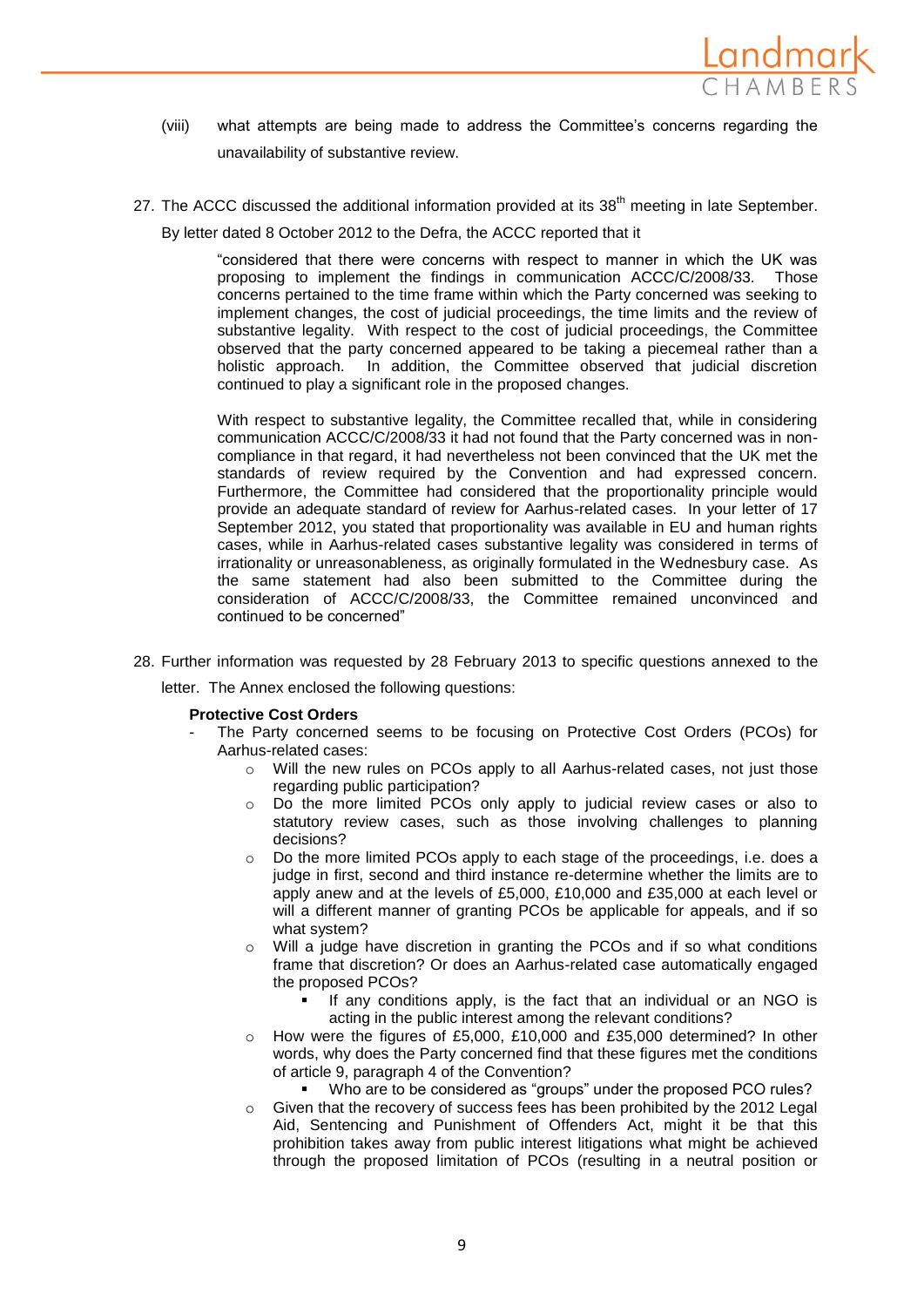(viii) what attempts are being made to address the Committee's concerns regarding the unavailability of substantive review.

27. The ACCC discussed the additional information provided at its 38th meeting in late September. By letter dated 8 October 2012 to the Defra, the ACCC reported that it

> "considered that there were concerns with respect to manner in which the UK was proposing to implement the findings in communication ACCC/C/2008/33. Those concerns pertained to the time frame within which the Party concerned was seeking to implement changes, the cost of judicial proceedings, the time limits and the review of substantive legality. With respect to the cost of judicial proceedings, the Committee observed that the party concerned appeared to be taking a piecemeal rather than a holistic approach. In addition, the Committee observed that judicial discretion continued to play a significant role in the proposed changes.
>
> With respect to substantive legality, the Committee recalled that, while in considering communication ACCC/C/2008/33 it had not found that the Party concerned was in non-compliance in that regard, it had nevertheless not been convinced that the UK met the standards of review required by the Convention and had expressed concern. Furthermore, the Committee had considered that the proportionality principle would provide an adequate standard of review for Aarhus-related cases. In your letter of 17 September 2012, you stated that proportionality was available in EU and human rights cases, while in Aarhus-related cases substantive legality was considered in terms of irrationality or unreasonableness, as originally formulated in the Wednesbury case. As the same statement had also been submitted to the Committee during the consideration of ACCC/C/2008/33, the Committee remained unconvinced and continued to be concerned"

28. Further information was requested by 28 February 2013 to specific questions annexed to the letter. The Annex enclosed the following questions:

**Protective Cost Orders**

- The Party concerned seems to be focusing on Protective Cost Orders (PCOs) for Aarhus-related cases:
    - Will the new rules on PCOs apply to all Aarhus-related cases, not just those regarding public participation?
    - Do the more limited PCOs only apply to judicial review cases or also to statutory review cases, such as those involving challenges to planning decisions?
    - Do the more limited PCOs apply to each stage of the proceedings, i.e. does a judge in first, second and third instance re-determine whether the limits are to apply anew and at the levels of £5,000, £10,000 and £35,000 at each level or will a different manner of granting PCOs be applicable for appeals, and if so what system?
    - Will a judge have discretion in granting the PCOs and if so what conditions frame that discretion? Or does an Aarhus-related case automatically engaged the proposed PCOs?
        - If any conditions apply, is the fact that an individual or an NGO is acting in the public interest among the relevant conditions?
    - How were the figures of £5,000, £10,000 and £35,000 determined? In other words, why does the Party concerned find that these figures met the conditions of article 9, paragraph 4 of the Convention?
        - Who are to be considered as "groups" under the proposed PCO rules?
    - Given that the recovery of success fees has been prohibited by the 2012 Legal Aid, Sentencing and Punishment of Offenders Act, might it be that this prohibition takes away from public interest litigations what might be achieved through the proposed limitation of PCOs (resulting in a neutral position or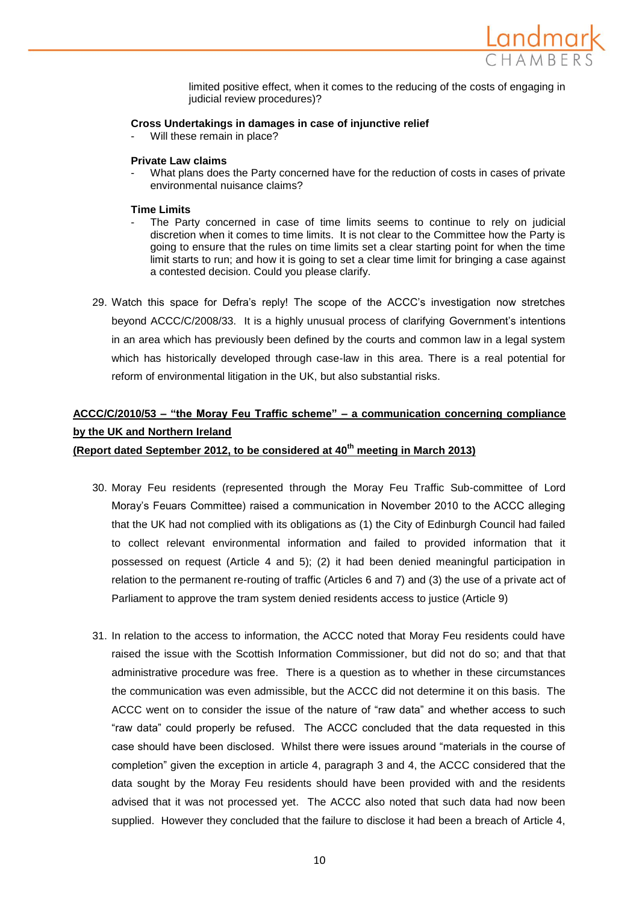limited positive effect, when it comes to the reducing of the costs of engaging in judicial review procedures)?

**Cross Undertakings in damages in case of injunctive relief**

- Will these remain in place?

**Private Law claims**

- What plans does the Party concerned have for the reduction of costs in cases of private environmental nuisance claims?

**Time Limits**

- The Party concerned in case of time limits seems to continue to rely on judicial discretion when it comes to time limits. It is not clear to the Committee how the Party is going to ensure that the rules on time limits set a clear starting point for when the time limit starts to run; and how it is going to set a clear time limit for bringing a case against a contested decision. Could you please clarify.

29. Watch this space for Defra's reply! The scope of the ACCC's investigation now stretches beyond ACCC/C/2008/33. It is a highly unusual process of clarifying Government's intentions in an area which has previously been defined by the courts and common law in a legal system which has historically developed through case-law in this area. There is a real potential for reform of environmental litigation in the UK, but also substantial risks.

**ACCC/C/2010/53 – "the Moray Feu Traffic scheme" – a communication concerning compliance by the UK and Northern Ireland**

**(Report dated September 2012, to be considered at 40th meeting in March 2013)**

30. Moray Feu residents (represented through the Moray Feu Traffic Sub-committee of Lord Moray's Feuars Committee) raised a communication in November 2010 to the ACCC alleging that the UK had not complied with its obligations as (1) the City of Edinburgh Council had failed to collect relevant environmental information and failed to provided information that it possessed on request (Article 4 and 5); (2) it had been denied meaningful participation in relation to the permanent re-routing of traffic (Articles 6 and 7) and (3) the use of a private act of Parliament to approve the tram system denied residents access to justice (Article 9)

31. In relation to the access to information, the ACCC noted that Moray Feu residents could have raised the issue with the Scottish Information Commissioner, but did not do so; and that that administrative procedure was free. There is a question as to whether in these circumstances the communication was even admissible, but the ACCC did not determine it on this basis. The ACCC went on to consider the issue of the nature of "raw data" and whether access to such "raw data" could properly be refused. The ACCC concluded that the data requested in this case should have been disclosed. Whilst there were issues around "materials in the course of completion" given the exception in article 4, paragraph 3 and 4, the ACCC considered that the data sought by the Moray Feu residents should have been provided with and the residents advised that it was not processed yet. The ACCC also noted that such data had now been supplied. However they concluded that the failure to disclose it had been a breach of Article 4,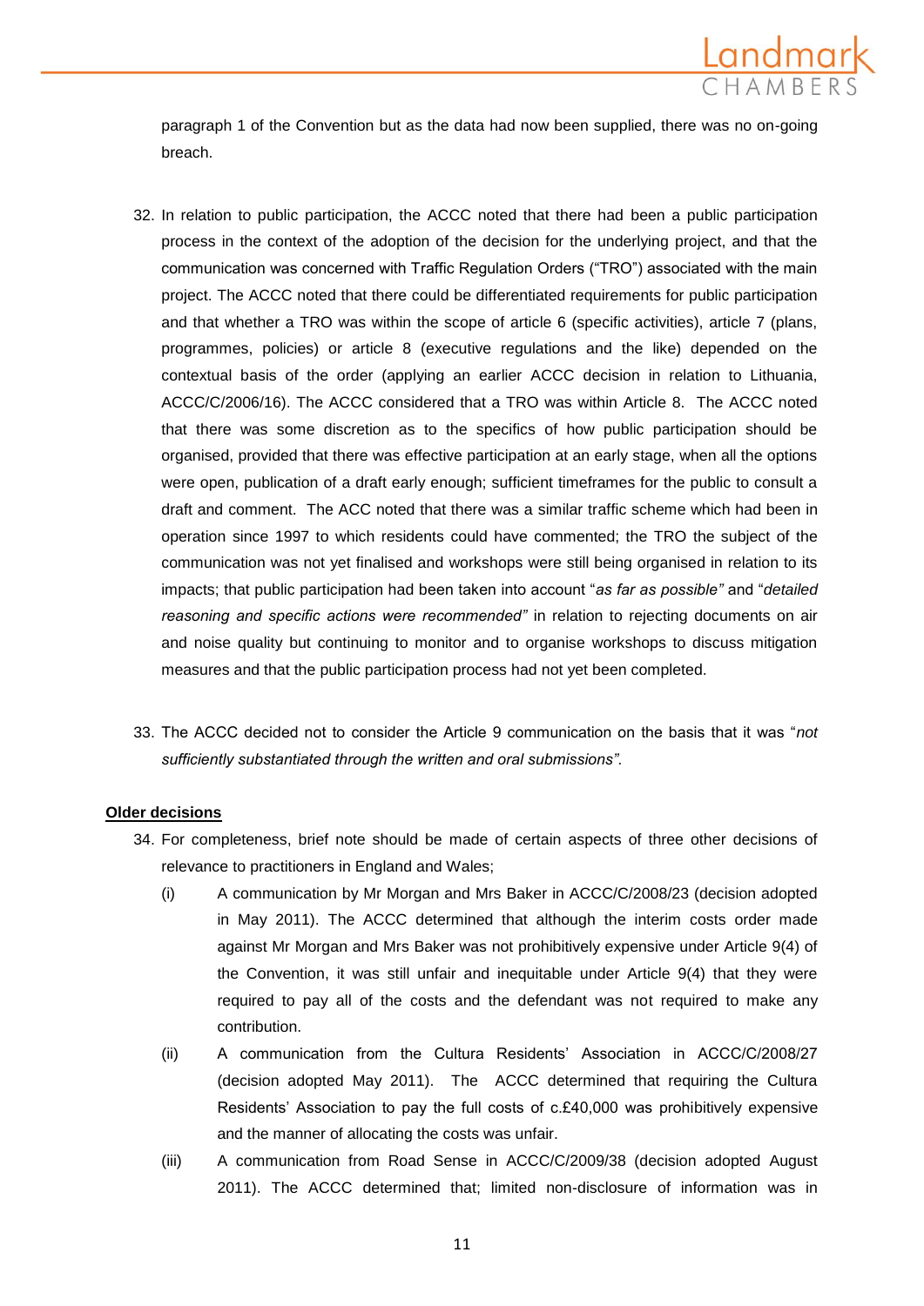paragraph 1 of the Convention but as the data had now been supplied, there was no on-going breach.

32. In relation to public participation, the ACCC noted that there had been a public participation process in the context of the adoption of the decision for the underlying project, and that the communication was concerned with Traffic Regulation Orders ("TRO") associated with the main project. The ACCC noted that there could be differentiated requirements for public participation and that whether a TRO was within the scope of article 6 (specific activities), article 7 (plans, programmes, policies) or article 8 (executive regulations and the like) depended on the contextual basis of the order (applying an earlier ACCC decision in relation to Lithuania, ACCC/C/2006/16). The ACCC considered that a TRO was within Article 8. The ACCC noted that there was some discretion as to the specifics of how public participation should be organised, provided that there was effective participation at an early stage, when all the options were open, publication of a draft early enough; sufficient timeframes for the public to consult a draft and comment. The ACC noted that there was a similar traffic scheme which had been in operation since 1997 to which residents could have commented; the TRO the subject of the communication was not yet finalised and workshops were still being organised in relation to its impacts; that public participation had been taken into account "*as far as possible*" and "*detailed reasoning and specific actions were recommended*" in relation to rejecting documents on air and noise quality but continuing to monitor and to organise workshops to discuss mitigation measures and that the public participation process had not yet been completed.

33. The ACCC decided not to consider the Article 9 communication on the basis that it was "*not sufficiently substantiated through the written and oral submissions*".

**<u>Older decisions</u>**

34. For completeness, brief note should be made of certain aspects of three other decisions of relevance to practitioners in England and Wales;

    (i) A communication by Mr Morgan and Mrs Baker in ACCC/C/2008/23 (decision adopted in May 2011). The ACCC determined that although the interim costs order made against Mr Morgan and Mrs Baker was not prohibitively expensive under Article 9(4) of the Convention, it was still unfair and inequitable under Article 9(4) that they were required to pay all of the costs and the defendant was not required to make any contribution.

    (ii) A communication from the Cultura Residents' Association in ACCC/C/2008/27 (decision adopted May 2011). The ACCC determined that requiring the Cultura Residents' Association to pay the full costs of c.£40,000 was prohibitively expensive and the manner of allocating the costs was unfair.

    (iii) A communication from Road Sense in ACCC/C/2009/38 (decision adopted August 2011). The ACCC determined that; limited non-disclosure of information was in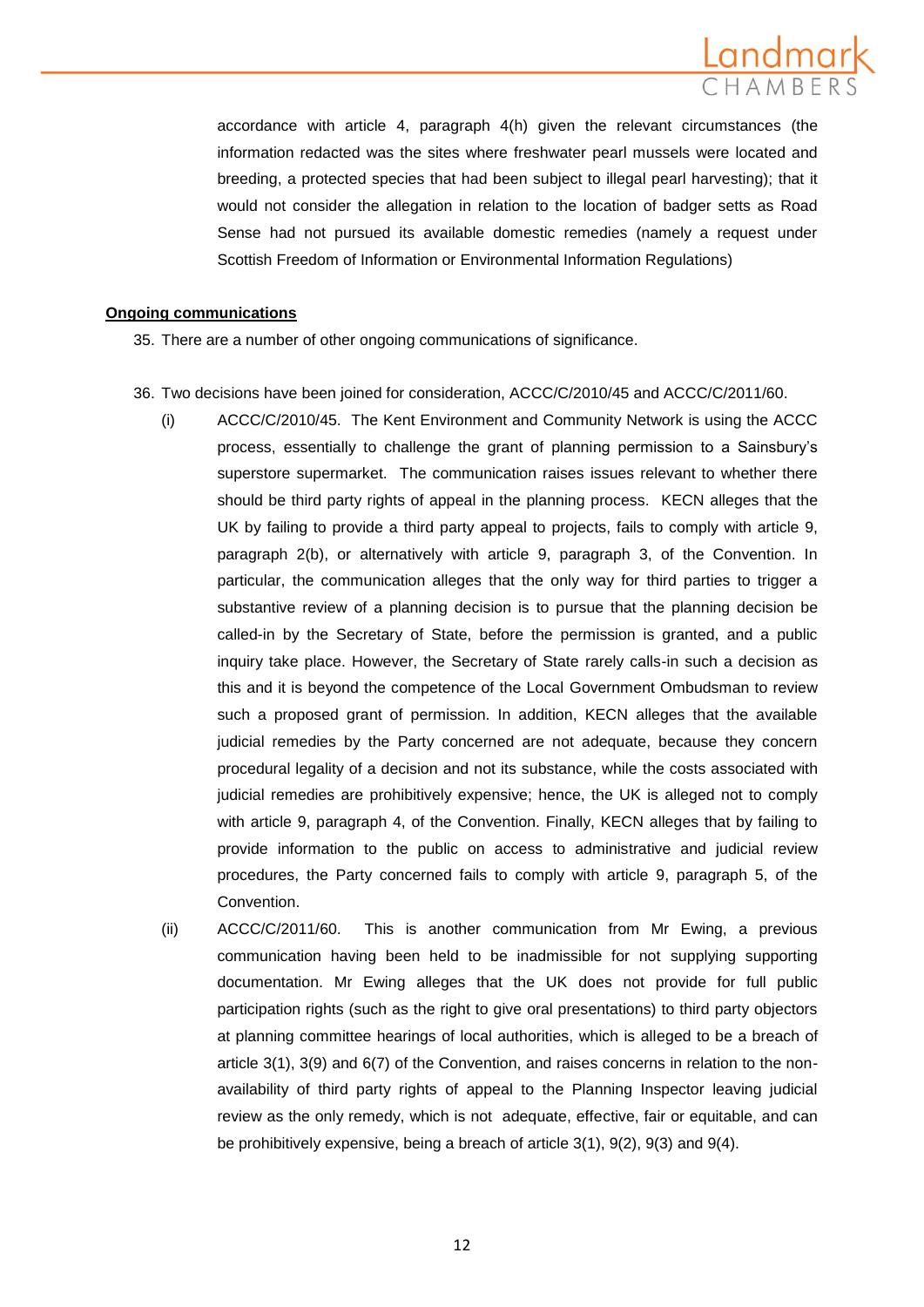accordance with article 4, paragraph 4(h) given the relevant circumstances (the information redacted was the sites where freshwater pearl mussels were located and breeding, a protected species that had been subject to illegal pearl harvesting); that it would not consider the allegation in relation to the location of badger setts as Road Sense had not pursued its available domestic remedies (namely a request under Scottish Freedom of Information or Environmental Information Regulations)

**Ongoing communications**

35. There are a number of other ongoing communications of significance.

36. Two decisions have been joined for consideration, ACCC/C/2010/45 and ACCC/C/2011/60.

    (i) ACCC/C/2010/45. The Kent Environment and Community Network is using the ACCC process, essentially to challenge the grant of planning permission to a Sainsbury's superstore supermarket. The communication raises issues relevant to whether there should be third party rights of appeal in the planning process. KECN alleges that the UK by failing to provide a third party appeal to projects, fails to comply with article 9, paragraph 2(b), or alternatively with article 9, paragraph 3, of the Convention. In particular, the communication alleges that the only way for third parties to trigger a substantive review of a planning decision is to pursue that the planning decision be called-in by the Secretary of State, before the permission is granted, and a public inquiry take place. However, the Secretary of State rarely calls-in such a decision as this and it is beyond the competence of the Local Government Ombudsman to review such a proposed grant of permission. In addition, KECN alleges that the available judicial remedies by the Party concerned are not adequate, because they concern procedural legality of a decision and not its substance, while the costs associated with judicial remedies are prohibitively expensive; hence, the UK is alleged not to comply with article 9, paragraph 4, of the Convention. Finally, KECN alleges that by failing to provide information to the public on access to administrative and judicial review procedures, the Party concerned fails to comply with article 9, paragraph 5, of the Convention.

    (ii) ACCC/C/2011/60. This is another communication from Mr Ewing, a previous communication having been held to be inadmissible for not supplying supporting documentation. Mr Ewing alleges that the UK does not provide for full public participation rights (such as the right to give oral presentations) to third party objectors at planning committee hearings of local authorities, which is alleged to be a breach of article 3(1), 3(9) and 6(7) of the Convention, and raises concerns in relation to the non-availability of third party rights of appeal to the Planning Inspector leaving judicial review as the only remedy, which is not adequate, effective, fair or equitable, and can be prohibitively expensive, being a breach of article 3(1), 9(2), 9(3) and 9(4).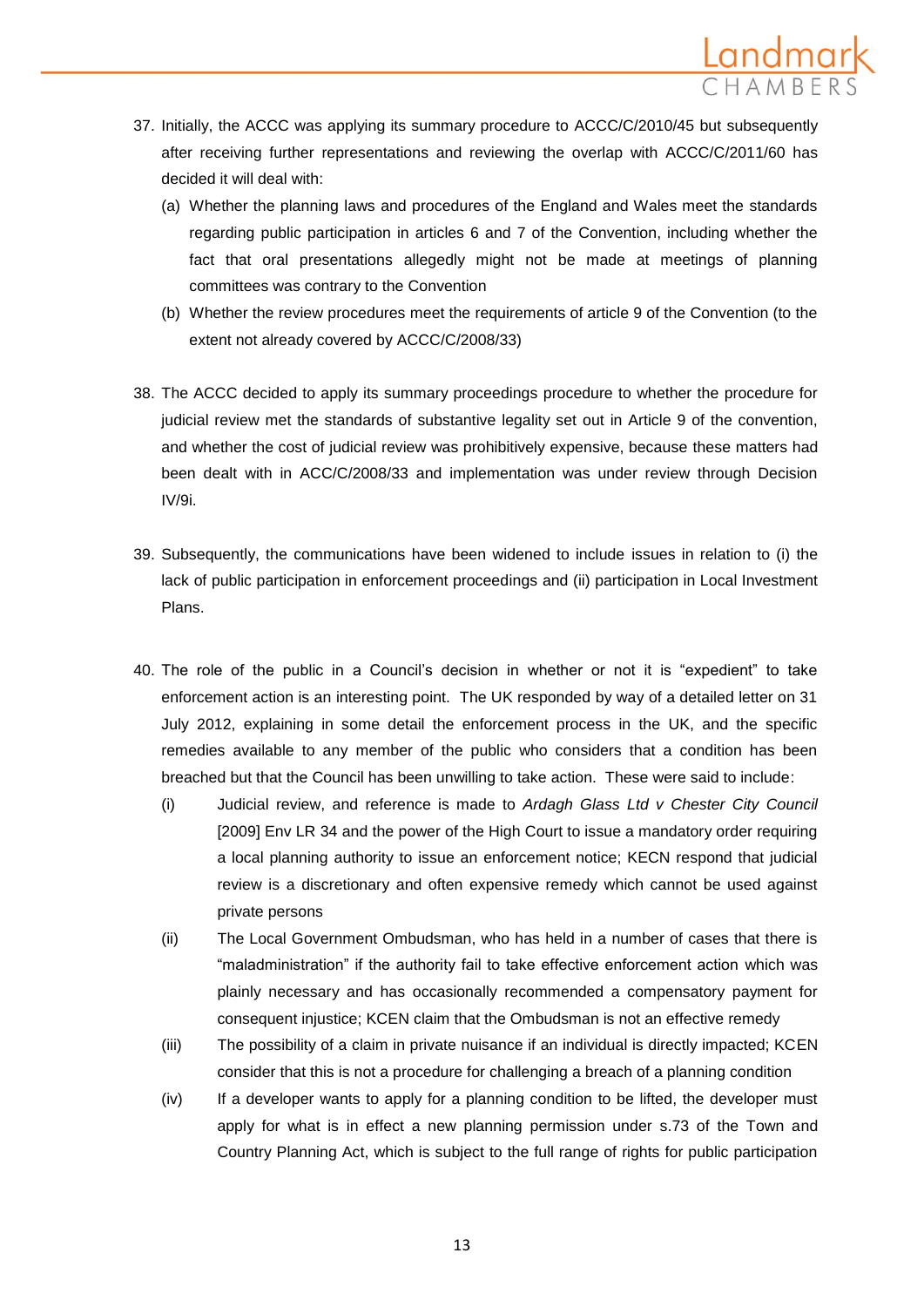37. Initially, the ACCC was applying its summary procedure to ACCC/C/2010/45 but subsequently after receiving further representations and reviewing the overlap with ACCC/C/2011/60 has decided it will deal with:
    (a) Whether the planning laws and procedures of the England and Wales meet the standards regarding public participation in articles 6 and 7 of the Convention, including whether the fact that oral presentations allegedly might not be made at meetings of planning committees was contrary to the Convention
    (b) Whether the review procedures meet the requirements of article 9 of the Convention (to the extent not already covered by ACCC/C/2008/33)

38. The ACCC decided to apply its summary proceedings procedure to whether the procedure for judicial review met the standards of substantive legality set out in Article 9 of the convention, and whether the cost of judicial review was prohibitively expensive, because these matters had been dealt with in ACC/C/2008/33 and implementation was under review through Decision IV/9i.

39. Subsequently, the communications have been widened to include issues in relation to (i) the lack of public participation in enforcement proceedings and (ii) participation in Local Investment Plans.

40. The role of the public in a Council's decision in whether or not it is "expedient" to take enforcement action is an interesting point. The UK responded by way of a detailed letter on 31 July 2012, explaining in some detail the enforcement process in the UK, and the specific remedies available to any member of the public who considers that a condition has been breached but that the Council has been unwilling to take action. These were said to include:
    (i) Judicial review, and reference is made to *Ardagh Glass Ltd v Chester City Council* [2009] Env LR 34 and the power of the High Court to issue a mandatory order requiring a local planning authority to issue an enforcement notice; KECN respond that judicial review is a discretionary and often expensive remedy which cannot be used against private persons
    (ii) The Local Government Ombudsman, who has held in a number of cases that there is "maladministration" if the authority fail to take effective enforcement action which was plainly necessary and has occasionally recommended a compensatory payment for consequent injustice; KCEN claim that the Ombudsman is not an effective remedy
    (iii) The possibility of a claim in private nuisance if an individual is directly impacted; KCEN consider that this is not a procedure for challenging a breach of a planning condition
    (iv) If a developer wants to apply for a planning condition to be lifted, the developer must apply for what is in effect a new planning permission under s.73 of the Town and Country Planning Act, which is subject to the full range of rights for public participation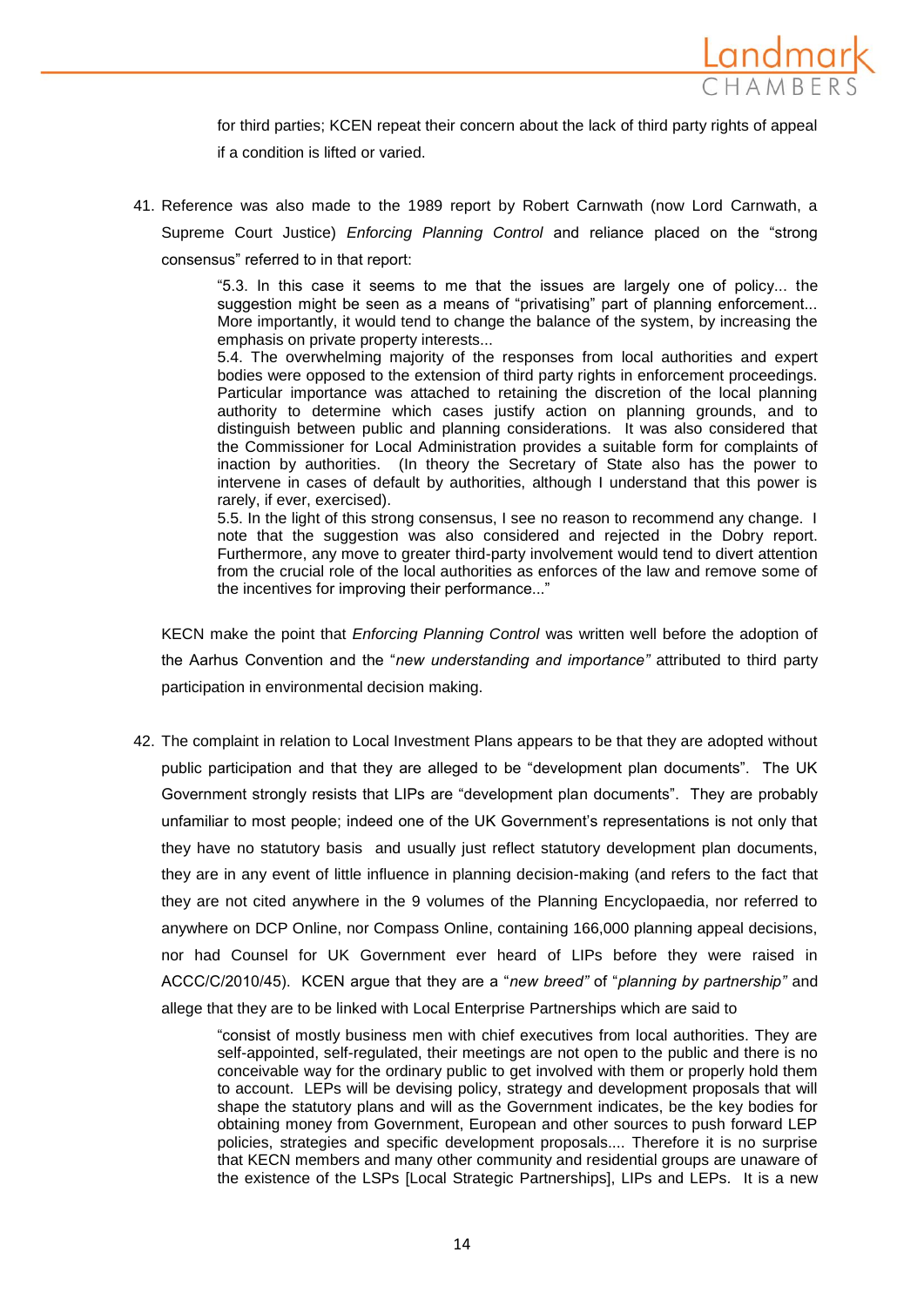for third parties; KCEN repeat their concern about the lack of third party rights of appeal if a condition is lifted or varied.

41. Reference was also made to the 1989 report by Robert Carnwath (now Lord Carnwath, a Supreme Court Justice) *Enforcing Planning Control* and reliance placed on the "strong consensus" referred to in that report:

> "5.3. In this case it seems to me that the issues are largely one of policy... the suggestion might be seen as a means of "privatising" part of planning enforcement... More importantly, it would tend to change the balance of the system, by increasing the emphasis on private property interests...
> 5.4. The overwhelming majority of the responses from local authorities and expert bodies were opposed to the extension of third party rights in enforcement proceedings. Particular importance was attached to retaining the discretion of the local planning authority to determine which cases justify action on planning grounds, and to distinguish between public and planning considerations. It was also considered that the Commissioner for Local Administration provides a suitable form for complaints of inaction by authorities. (In theory the Secretary of State also has the power to intervene in cases of default by authorities, although I understand that this power is rarely, if ever, exercised).
> 5.5. In the light of this strong consensus, I see no reason to recommend any change. I note that the suggestion was also considered and rejected in the Dobry report. Furthermore, any move to greater third-party involvement would tend to divert attention from the crucial role of the local authorities as enforces of the law and remove some of the incentives for improving their performance..."

KECN make the point that *Enforcing Planning Control* was written well before the adoption of the Aarhus Convention and the "*new understanding and importance"* attributed to third party participation in environmental decision making.

42. The complaint in relation to Local Investment Plans appears to be that they are adopted without public participation and that they are alleged to be "development plan documents". The UK Government strongly resists that LIPs are "development plan documents". They are probably unfamiliar to most people; indeed one of the UK Government's representations is not only that they have no statutory basis and usually just reflect statutory development plan documents, they are in any event of little influence in planning decision-making (and refers to the fact that they are not cited anywhere in the 9 volumes of the Planning Encyclopaedia, nor referred to anywhere on DCP Online, nor Compass Online, containing 166,000 planning appeal decisions, nor had Counsel for UK Government ever heard of LIPs before they were raised in ACCC/C/2010/45). KCEN argue that they are a "*new breed"* of "*planning by partnership"* and allege that they are to be linked with Local Enterprise Partnerships which are said to

> "consist of mostly business men with chief executives from local authorities. They are self-appointed, self-regulated, their meetings are not open to the public and there is no conceivable way for the ordinary public to get involved with them or properly hold them to account. LEPs will be devising policy, strategy and development proposals that will shape the statutory plans and will as the Government indicates, be the key bodies for obtaining money from Government, European and other sources to push forward LEP policies, strategies and specific development proposals.... Therefore it is no surprise that KECN members and many other community and residential groups are unaware of the existence of the LSPs [Local Strategic Partnerships], LIPs and LEPs. It is a new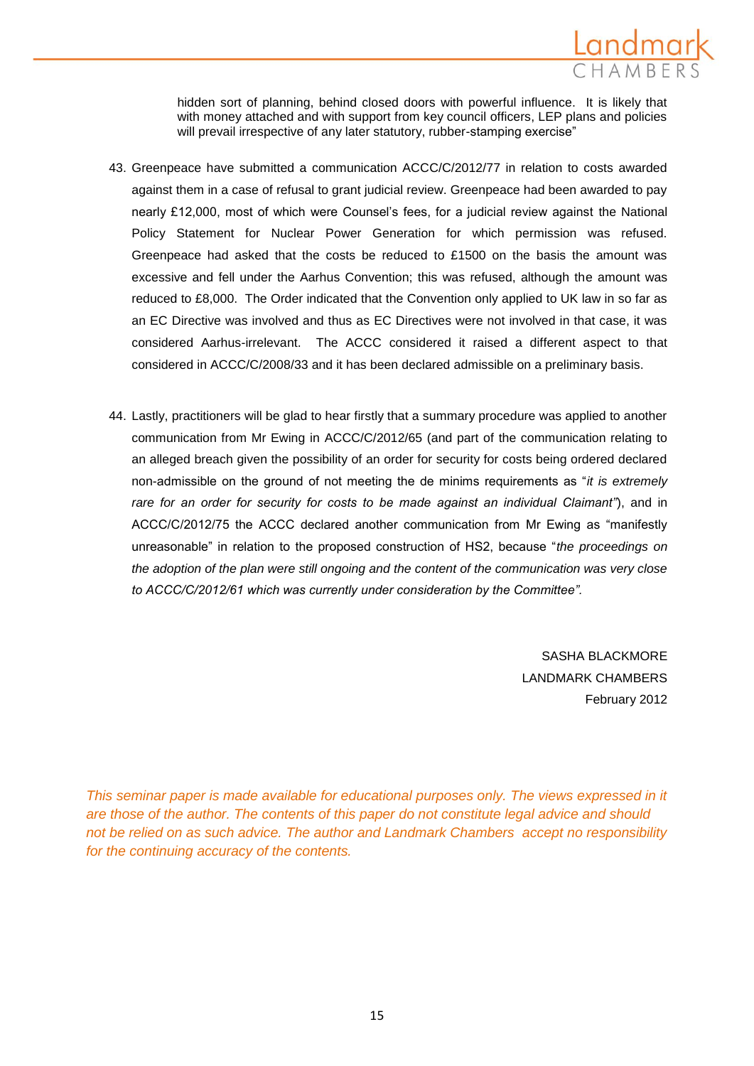hidden sort of planning, behind closed doors with powerful influence. It is likely that with money attached and with support from key council officers, LEP plans and policies will prevail irrespective of any later statutory, rubber-stamping exercise"

43. Greenpeace have submitted a communication ACCC/C/2012/77 in relation to costs awarded against them in a case of refusal to grant judicial review. Greenpeace had been awarded to pay nearly £12,000, most of which were Counsel's fees, for a judicial review against the National Policy Statement for Nuclear Power Generation for which permission was refused. Greenpeace had asked that the costs be reduced to £1500 on the basis the amount was excessive and fell under the Aarhus Convention; this was refused, although the amount was reduced to £8,000. The Order indicated that the Convention only applied to UK law in so far as an EC Directive was involved and thus as EC Directives were not involved in that case, it was considered Aarhus-irrelevant. The ACCC considered it raised a different aspect to that considered in ACCC/C/2008/33 and it has been declared admissible on a preliminary basis.

44. Lastly, practitioners will be glad to hear firstly that a summary procedure was applied to another communication from Mr Ewing in ACCC/C/2012/65 (and part of the communication relating to an alleged breach given the possibility of an order for security for costs being ordered declared non-admissible on the ground of not meeting the de minims requirements as "*it is extremely rare for an order for security for costs to be made against an individual Claimant"*), and in ACCC/C/2012/75 the ACCC declared another communication from Mr Ewing as "manifestly unreasonable" in relation to the proposed construction of HS2, because "*the proceedings on the adoption of the plan were still ongoing and the content of the communication was very close to ACCC/C/2012/61 which was currently under consideration by the Committee".*

SASHA BLACKMORE
LANDMARK CHAMBERS
February 2012

*This seminar paper is made available for educational purposes only. The views expressed in it are those of the author. The contents of this paper do not constitute legal advice and should not be relied on as such advice. The author and Landmark Chambers accept no responsibility for the continuing accuracy of the contents.*